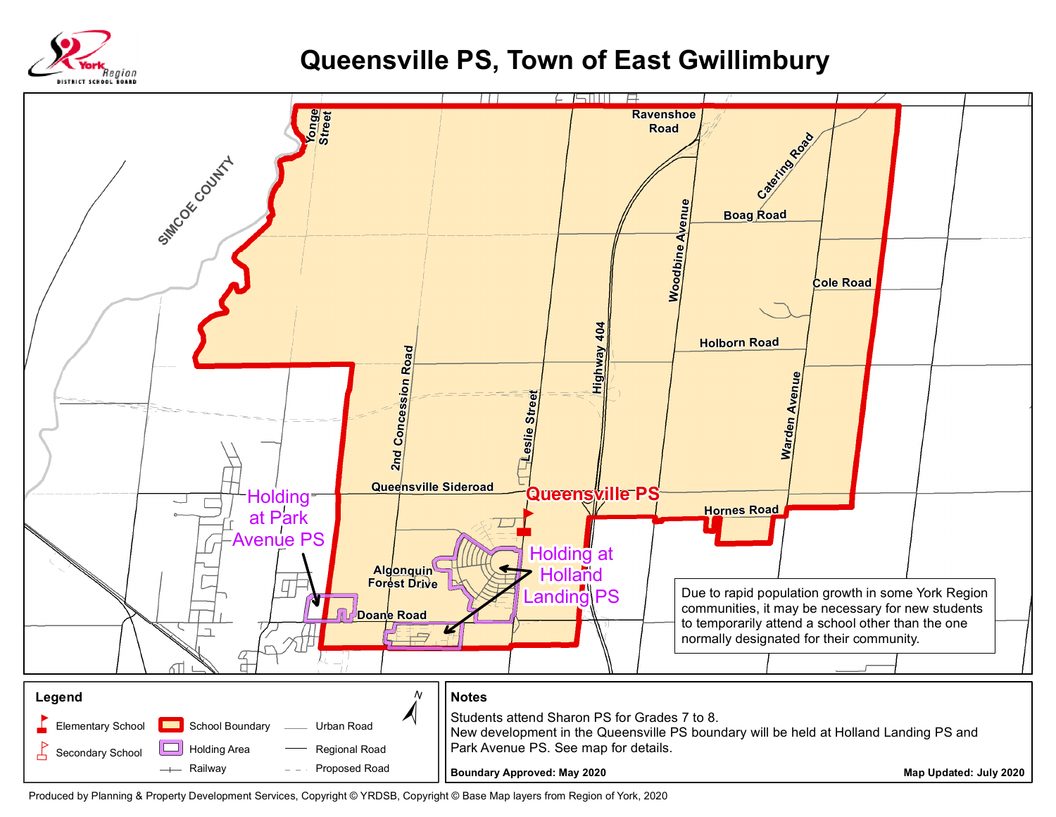# Queensville PS, Town of East Gwillimbury

Yonge Street

SIMCOE COUNTY

Ravenshoe Road

Catering Road

Boag Road

Woodbine Avenue

Cole Road

Holborn Road

Highway 404

2nd Concession Road

Leslie Street

Warden Avenue

Queensville Sideroad

Queensville PS

Hornes Road

Holding at Park Avenue PS

Holding at Holland Landing PS

Algonquin Forest Drive

Doane Road

Due to rapid population growth in some York Region communities, it may be necessary for new students to temporarily attend a school other than the one normally designated for their community.

**Legend**

- Elementary School
- Secondary School
- School Boundary
- Holding Area
- Railway
- Urban Road
- Regional Road
- Proposed Road

**Notes**

Students attend Sharon PS for Grades 7 to 8.
New development in the Queensville PS boundary will be held at Holland Landing PS and Park Avenue PS. See map for details.

**Boundary Approved: May 2020**

**Map Updated: July 2020**

Produced by Planning & Property Development Services, Copyright © YRDSB, Copyright © Base Map layers from Region of York, 2020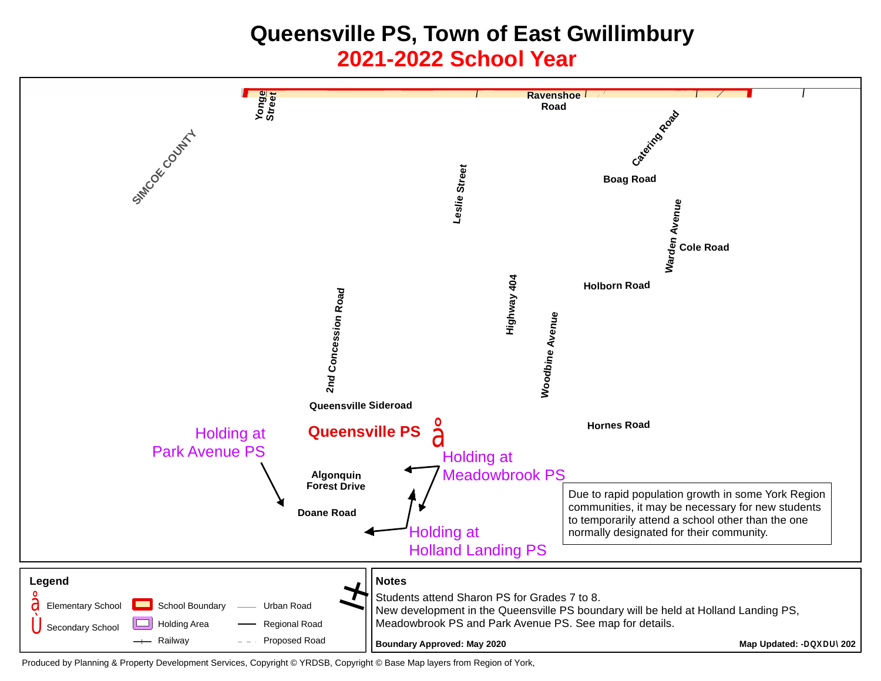# Queensville PS, Town of East Gwillimbury

## 2021-2022 School Year

Ravenshoe Road

Yonge Street

SIMCOE COUNTY

Catering Road

Boag Road

Leslie Street

Warden Avenue

Cole Road

Holborn Road

Highway 404

2nd Concession Road

Woodbine Avenue

Queensville Sideroad

Queensville PS

Hornes Road

Holding at Park Avenue PS

Holding at Meadowbrook PS

Algonquin Forest Drive

Doane Road

Holding at Holland Landing PS

Due to rapid population growth in some York Region communities, it may be necessary for new students to temporarily attend a school other than the one normally designated for their community.

**Legend**

- Elementary School
- Secondary School
- School Boundary
- Holding Area
- Railway
- Urban Road
- Regional Road
- Proposed Road

**Notes**

Students attend Sharon PS for Grades 7 to 8.
New development in the Queensville PS boundary will be held at Holland Landing PS, Meadowbrook PS and Park Avenue PS. See map for details.

**Boundary Approved: May 2020**

**Map Updated: -DQXDU\ 202**

Produced by Planning & Property Development Services, Copyright © YRDSB, Copyright © Base Map layers from Region of York,